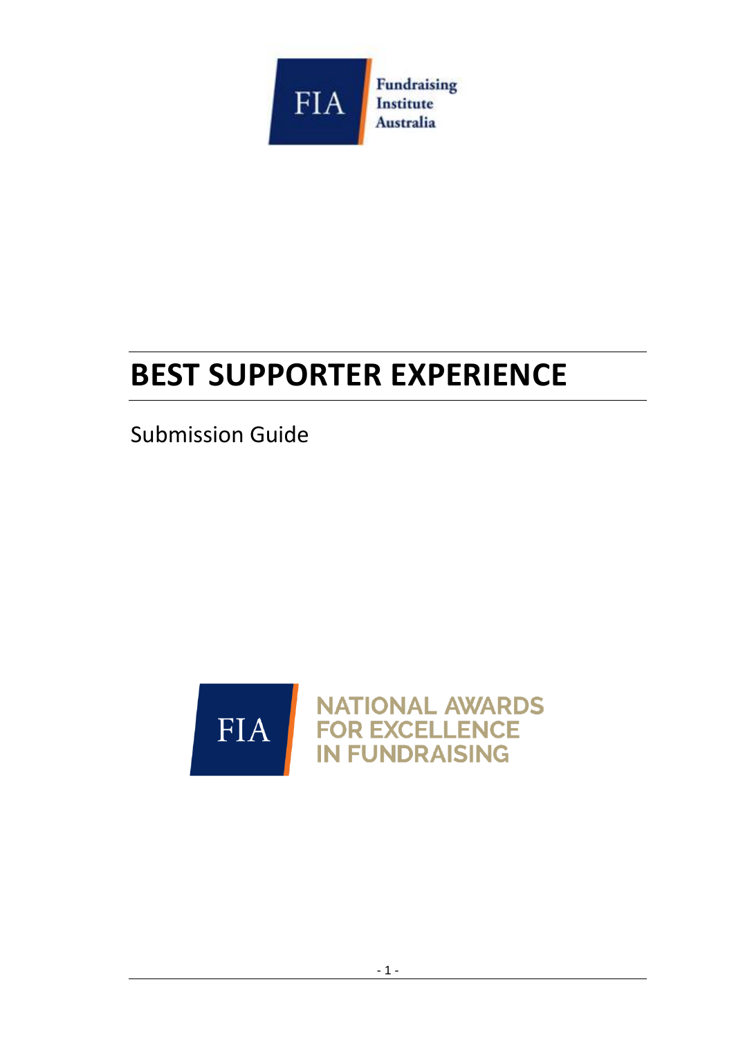FIA Fundraising Institute Australia

# BEST SUPPORTER EXPERIENCE

Submission Guide

FIA NATIONAL AWARDS FOR EXCELLENCE IN FUNDRAISING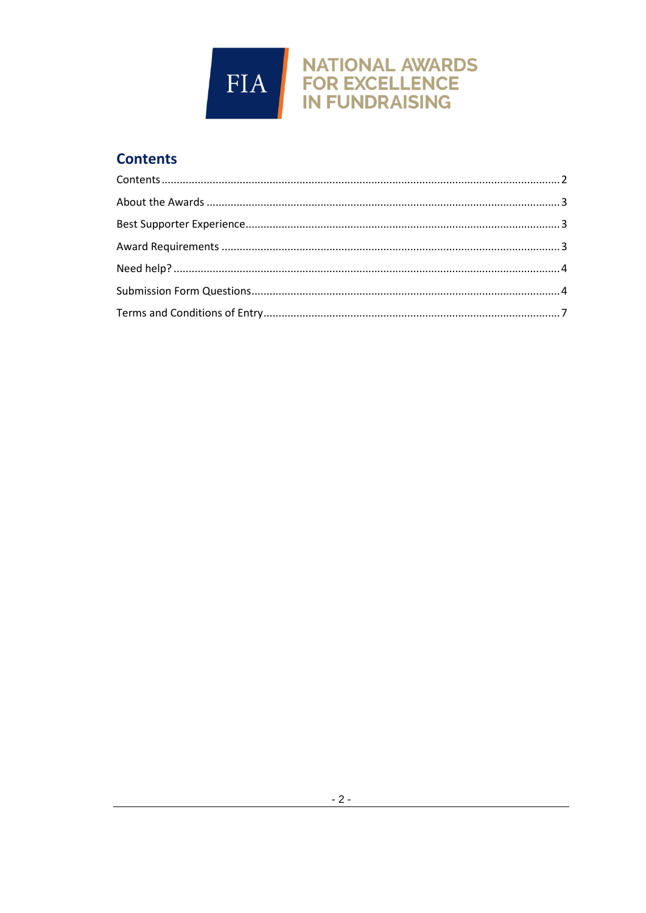FIA

NATIONAL AWARDS FOR EXCELLENCE IN FUNDRAISING

## Contents

Contents ................................................................................................................ 2

About the Awards ................................................................................................. 3

Best Supporter Experience.................................................................................... 3

Award Requirements ............................................................................................ 3

Need help? ............................................................................................................ 4

Submission Form Questions.................................................................................. 4

Terms and Conditions of Entry.............................................................................. 7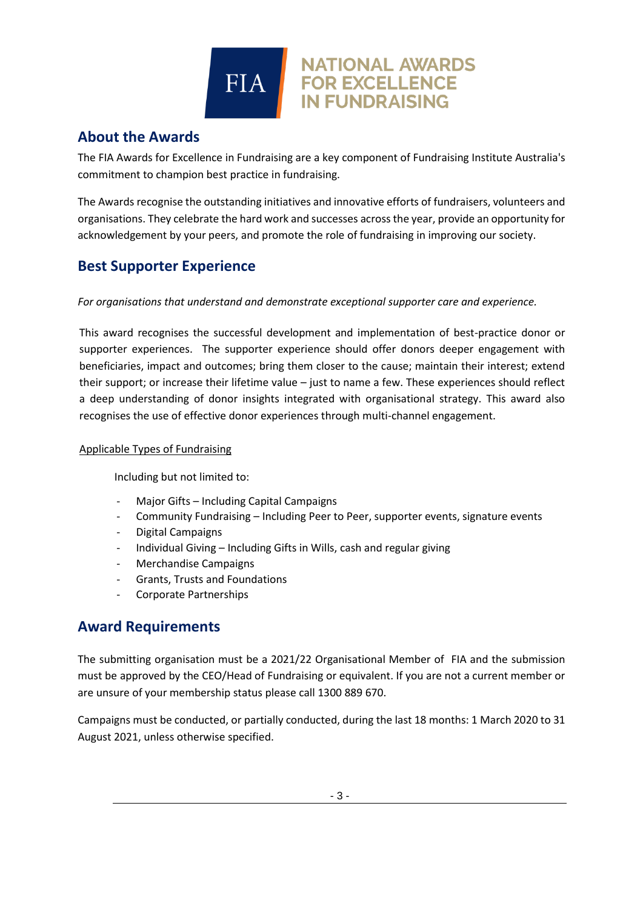FIA

NATIONAL AWARDS FOR EXCELLENCE IN FUNDRAISING

## About the Awards

The FIA Awards for Excellence in Fundraising are a key component of Fundraising Institute Australia's commitment to champion best practice in fundraising.

The Awards recognise the outstanding initiatives and innovative efforts of fundraisers, volunteers and organisations. They celebrate the hard work and successes across the year, provide an opportunity for acknowledgement by your peers, and promote the role of fundraising in improving our society.

## Best Supporter Experience

*For organisations that understand and demonstrate exceptional supporter care and experience.*

This award recognises the successful development and implementation of best-practice donor or supporter experiences. The supporter experience should offer donors deeper engagement with beneficiaries, impact and outcomes; bring them closer to the cause; maintain their interest; extend their support; or increase their lifetime value – just to name a few. These experiences should reflect a deep understanding of donor insights integrated with organisational strategy. This award also recognises the use of effective donor experiences through multi-channel engagement.

Applicable Types of Fundraising

Including but not limited to:

- Major Gifts – Including Capital Campaigns
- Community Fundraising – Including Peer to Peer, supporter events, signature events
- Digital Campaigns
- Individual Giving – Including Gifts in Wills, cash and regular giving
- Merchandise Campaigns
- Grants, Trusts and Foundations
- Corporate Partnerships

## Award Requirements

The submitting organisation must be a 2021/22 Organisational Member of FIA and the submission must be approved by the CEO/Head of Fundraising or equivalent. If you are not a current member or are unsure of your membership status please call 1300 889 670.

Campaigns must be conducted, or partially conducted, during the last 18 months: 1 March 2020 to 31 August 2021, unless otherwise specified.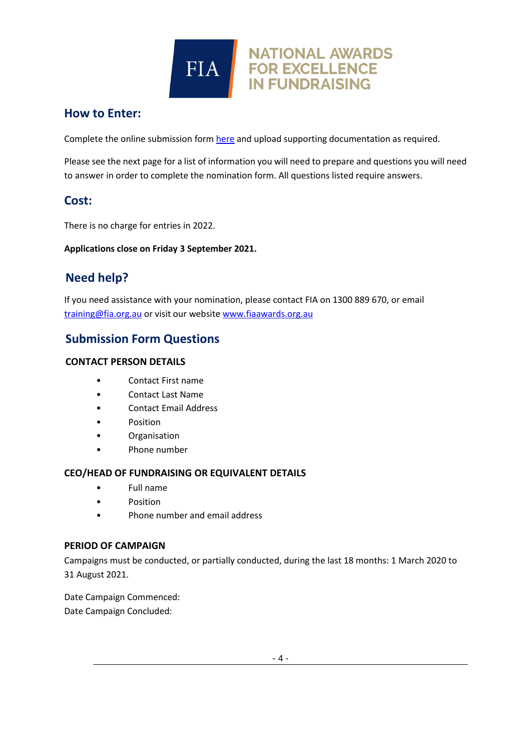FIA NATIONAL AWARDS FOR EXCELLENCE IN FUNDRAISING

## How to Enter:

Complete the online submission form [here](#) and upload supporting documentation as required.

Please see the next page for a list of information you will need to prepare and questions you will need to answer in order to complete the nomination form. All questions listed require answers.

## Cost:

There is no charge for entries in 2022.

**Applications close on Friday 3 September 2021.**

## Need help?

If you need assistance with your nomination, please contact FIA on 1300 889 670, or email training@fia.org.au or visit our website www.fiaawards.org.au

## Submission Form Questions

### CONTACT PERSON DETAILS

- Contact First name
- Contact Last Name
- Contact Email Address
- Position
- Organisation
- Phone number

### CEO/HEAD OF FUNDRAISING OR EQUIVALENT DETAILS

- Full name
- Position
- Phone number and email address

### PERIOD OF CAMPAIGN

Campaigns must be conducted, or partially conducted, during the last 18 months: 1 March 2020 to 31 August 2021.

Date Campaign Commenced:
Date Campaign Concluded: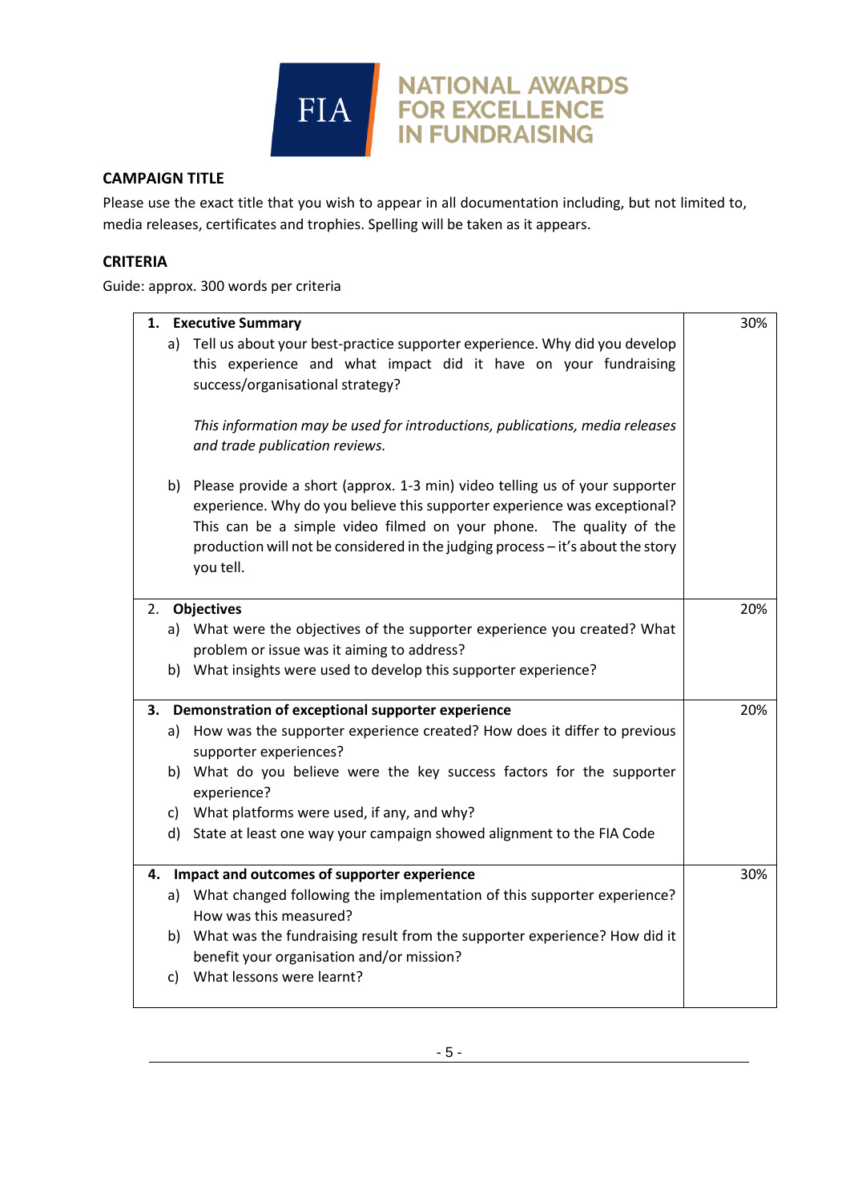## CAMPAIGN TITLE

Please use the exact title that you wish to appear in all documentation including, but not limited to, media releases, certificates and trophies. Spelling will be taken as it appears.

## CRITERIA

Guide: approx. 300 words per criteria

| Criteria | Weighting |
|---|---|
| **1. Executive Summary**<br>a) Tell us about your best-practice supporter experience. Why did you develop this experience and what impact did it have on your fundraising success/organisational strategy?<br><br>*This information may be used for introductions, publications, media releases and trade publication reviews.*<br><br>b) Please provide a short (approx. 1-3 min) video telling us of your supporter experience. Why do you believe this supporter experience was exceptional? This can be a simple video filmed on your phone. The quality of the production will not be considered in the judging process – it's about the story you tell. | 30% |
| **2. Objectives**<br>a) What were the objectives of the supporter experience you created? What problem or issue was it aiming to address?<br>b) What insights were used to develop this supporter experience? | 20% |
| **3. Demonstration of exceptional supporter experience**<br>a) How was the supporter experience created? How does it differ to previous supporter experiences?<br>b) What do you believe were the key success factors for the supporter experience?<br>c) What platforms were used, if any, and why?<br>d) State at least one way your campaign showed alignment to the FIA Code | 20% |
| **4. Impact and outcomes of supporter experience**<br>a) What changed following the implementation of this supporter experience? How was this measured?<br>b) What was the fundraising result from the supporter experience? How did it benefit your organisation and/or mission?<br>c) What lessons were learnt? | 30% |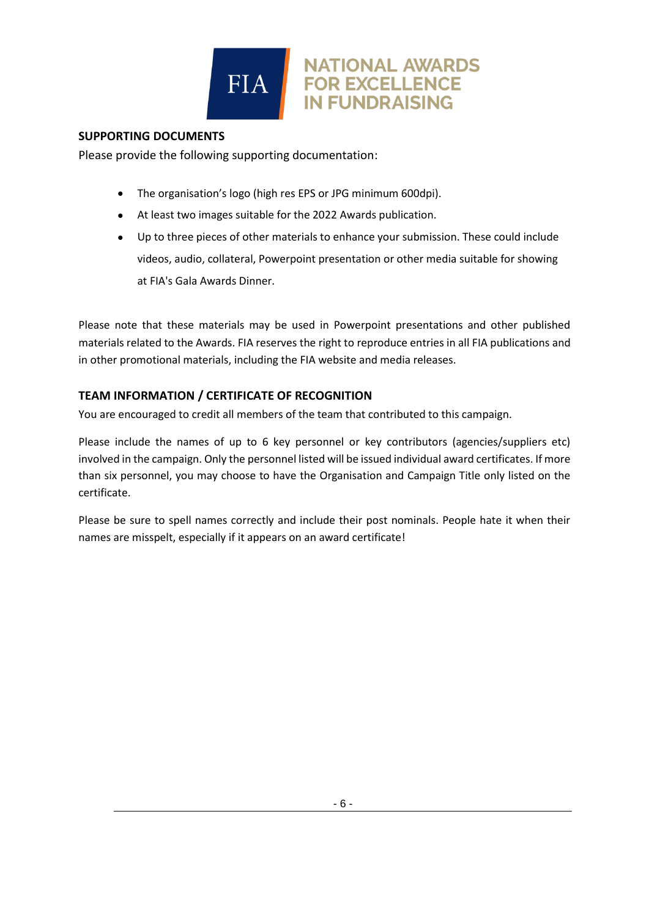FIA NATIONAL AWARDS FOR EXCELLENCE IN FUNDRAISING

## SUPPORTING DOCUMENTS

Please provide the following supporting documentation:

- The organisation's logo (high res EPS or JPG minimum 600dpi).
- At least two images suitable for the 2022 Awards publication.
- Up to three pieces of other materials to enhance your submission. These could include videos, audio, collateral, Powerpoint presentation or other media suitable for showing at FIA's Gala Awards Dinner.

Please note that these materials may be used in Powerpoint presentations and other published materials related to the Awards. FIA reserves the right to reproduce entries in all FIA publications and in other promotional materials, including the FIA website and media releases.

## TEAM INFORMATION / CERTIFICATE OF RECOGNITION

You are encouraged to credit all members of the team that contributed to this campaign.

Please include the names of up to 6 key personnel or key contributors (agencies/suppliers etc) involved in the campaign. Only the personnel listed will be issued individual award certificates. If more than six personnel, you may choose to have the Organisation and Campaign Title only listed on the certificate.

Please be sure to spell names correctly and include their post nominals. People hate it when their names are misspelt, especially if it appears on an award certificate!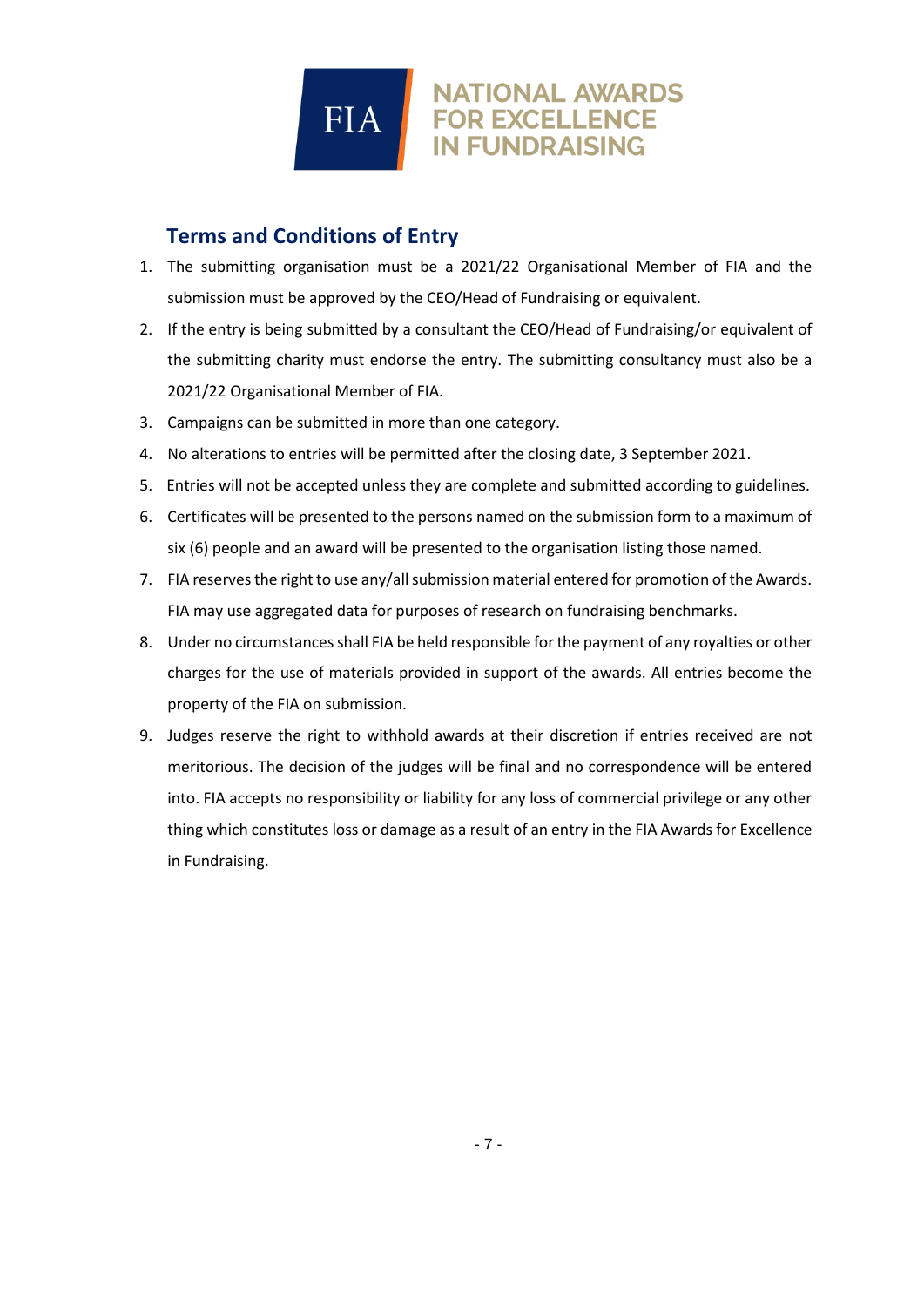FIA NATIONAL AWARDS FOR EXCELLENCE IN FUNDRAISING

## Terms and Conditions of Entry

1. The submitting organisation must be a 2021/22 Organisational Member of FIA and the submission must be approved by the CEO/Head of Fundraising or equivalent.
2. If the entry is being submitted by a consultant the CEO/Head of Fundraising/or equivalent of the submitting charity must endorse the entry. The submitting consultancy must also be a 2021/22 Organisational Member of FIA.
3. Campaigns can be submitted in more than one category.
4. No alterations to entries will be permitted after the closing date, 3 September 2021.
5. Entries will not be accepted unless they are complete and submitted according to guidelines.
6. Certificates will be presented to the persons named on the submission form to a maximum of six (6) people and an award will be presented to the organisation listing those named.
7. FIA reserves the right to use any/all submission material entered for promotion of the Awards. FIA may use aggregated data for purposes of research on fundraising benchmarks.
8. Under no circumstances shall FIA be held responsible for the payment of any royalties or other charges for the use of materials provided in support of the awards. All entries become the property of the FIA on submission.
9. Judges reserve the right to withhold awards at their discretion if entries received are not meritorious. The decision of the judges will be final and no correspondence will be entered into. FIA accepts no responsibility or liability for any loss of commercial privilege or any other thing which constitutes loss or damage as a result of an entry in the FIA Awards for Excellence in Fundraising.